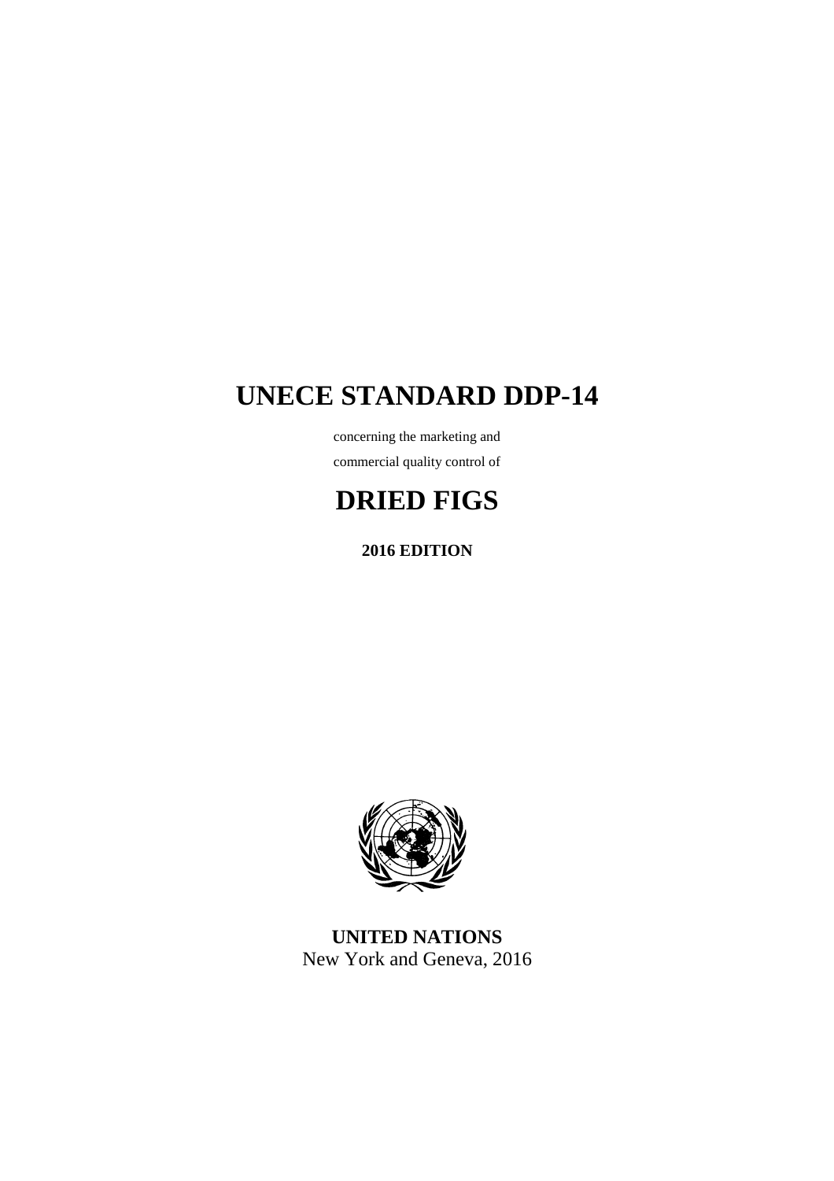# UNECE STANDARD DDP-14

concerning the marketing and

commercial quality control of

# DRIED FIGS

**2016 EDITION**

**UNITED NATIONS**

New York and Geneva, 2016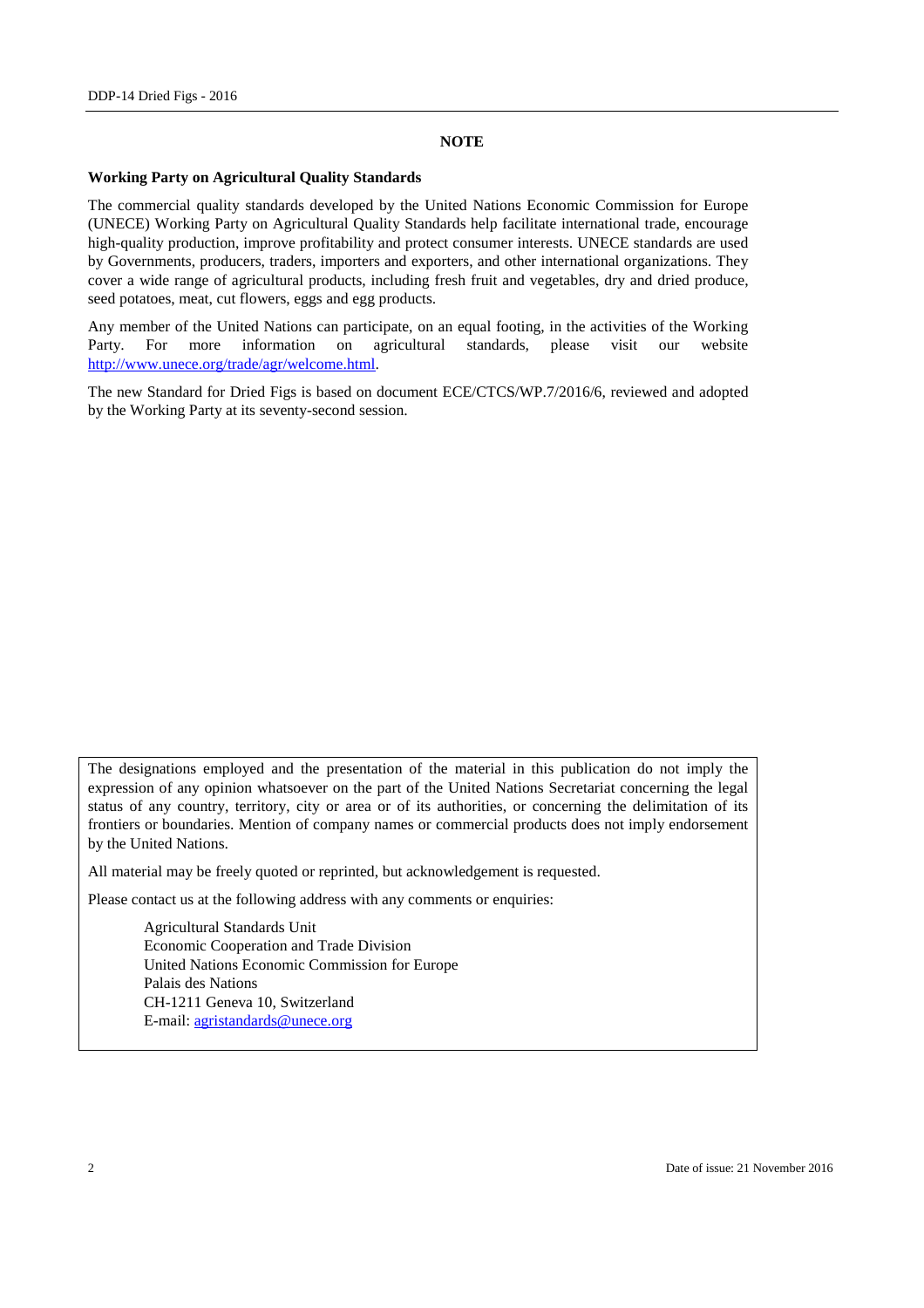## NOTE

### Working Party on Agricultural Quality Standards

The commercial quality standards developed by the United Nations Economic Commission for Europe (UNECE) Working Party on Agricultural Quality Standards help facilitate international trade, encourage high-quality production, improve profitability and protect consumer interests. UNECE standards are used by Governments, producers, traders, importers and exporters, and other international organizations. They cover a wide range of agricultural products, including fresh fruit and vegetables, dry and dried produce, seed potatoes, meat, cut flowers, eggs and egg products.

Any member of the United Nations can participate, on an equal footing, in the activities of the Working Party. For more information on agricultural standards, please visit our website http://www.unece.org/trade/agr/welcome.html.

The new Standard for Dried Figs is based on document ECE/CTCS/WP.7/2016/6, reviewed and adopted by the Working Party at its seventy-second session.

The designations employed and the presentation of the material in this publication do not imply the expression of any opinion whatsoever on the part of the United Nations Secretariat concerning the legal status of any country, territory, city or area or of its authorities, or concerning the delimitation of its frontiers or boundaries. Mention of company names or commercial products does not imply endorsement by the United Nations.

All material may be freely quoted or reprinted, but acknowledgement is requested.

Please contact us at the following address with any comments or enquiries:

Agricultural Standards Unit
Economic Cooperation and Trade Division
United Nations Economic Commission for Europe
Palais des Nations
CH-1211 Geneva 10, Switzerland
E-mail: agristandards@unece.org

Date of issue: 21 November 2016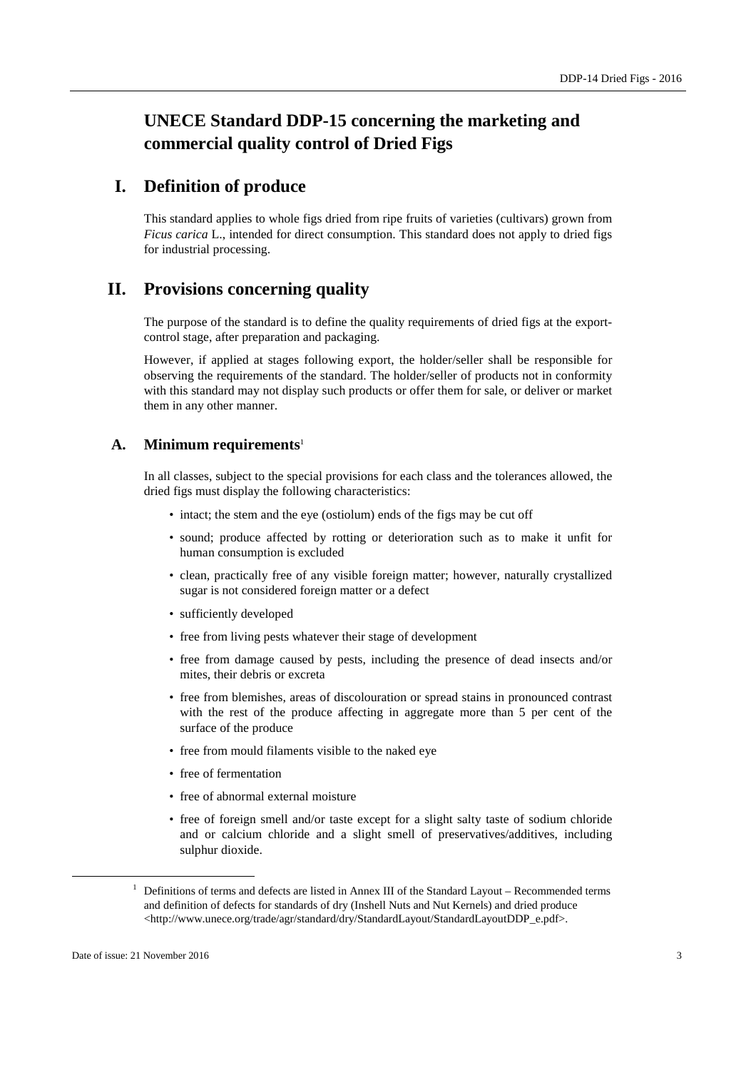# UNECE Standard DDP-15 concerning the marketing and commercial quality control of Dried Figs

## I. Definition of produce

This standard applies to whole figs dried from ripe fruits of varieties (cultivars) grown from *Ficus carica* L., intended for direct consumption. This standard does not apply to dried figs for industrial processing.

## II. Provisions concerning quality

The purpose of the standard is to define the quality requirements of dried figs at the export-control stage, after preparation and packaging.

However, if applied at stages following export, the holder/seller shall be responsible for observing the requirements of the standard. The holder/seller of products not in conformity with this standard may not display such products or offer them for sale, or deliver or market them in any other manner.

### A. Minimum requirements[1]

In all classes, subject to the special provisions for each class and the tolerances allowed, the dried figs must display the following characteristics:

- intact; the stem and the eye (ostiolum) ends of the figs may be cut off
- sound; produce affected by rotting or deterioration such as to make it unfit for human consumption is excluded
- clean, practically free of any visible foreign matter; however, naturally crystallized sugar is not considered foreign matter or a defect
- sufficiently developed
- free from living pests whatever their stage of development
- free from damage caused by pests, including the presence of dead insects and/or mites, their debris or excreta
- free from blemishes, areas of discolouration or spread stains in pronounced contrast with the rest of the produce affecting in aggregate more than 5 per cent of the surface of the produce
- free from mould filaments visible to the naked eye
- free of fermentation
- free of abnormal external moisture
- free of foreign smell and/or taste except for a slight salty taste of sodium chloride and or calcium chloride and a slight smell of preservatives/additives, including sulphur dioxide.

---

[1] Definitions of terms and defects are listed in Annex III of the Standard Layout – Recommended terms and definition of defects for standards of dry (Inshell Nuts and Nut Kernels) and dried produce <http://www.unece.org/trade/agr/standard/dry/StandardLayout/StandardLayoutDDP_e.pdf>.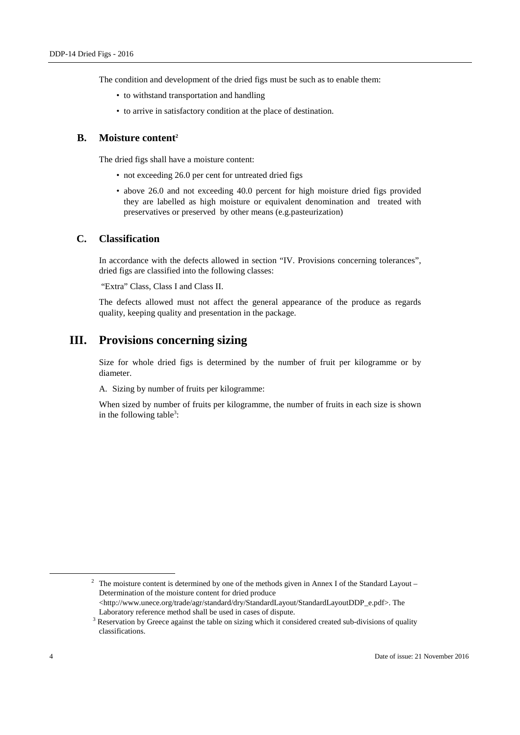The condition and development of the dried figs must be such as to enable them:

- to withstand transportation and handling
- to arrive in satisfactory condition at the place of destination.

### B. Moisture content[2]

The dried figs shall have a moisture content:

- not exceeding 26.0 per cent for untreated dried figs
- above 26.0 and not exceeding 40.0 percent for high moisture dried figs provided they are labelled as high moisture or equivalent denomination and treated with preservatives or preserved by other means (e.g.pasteurization)

### C. Classification

In accordance with the defects allowed in section "IV. Provisions concerning tolerances", dried figs are classified into the following classes:

"Extra" Class, Class I and Class II.

The defects allowed must not affect the general appearance of the produce as regards quality, keeping quality and presentation in the package.

## III. Provisions concerning sizing

Size for whole dried figs is determined by the number of fruit per kilogramme or by diameter.

A. Sizing by number of fruits per kilogramme:

When sized by number of fruits per kilogramme, the number of fruits in each size is shown in the following table[3]:

---

[2] The moisture content is determined by one of the methods given in Annex I of the Standard Layout – Determination of the moisture content for dried produce <http://www.unece.org/trade/agr/standard/dry/StandardLayout/StandardLayoutDDP_e.pdf>. The Laboratory reference method shall be used in cases of dispute.

[3] Reservation by Greece against the table on sizing which it considered created sub-divisions of quality classifications.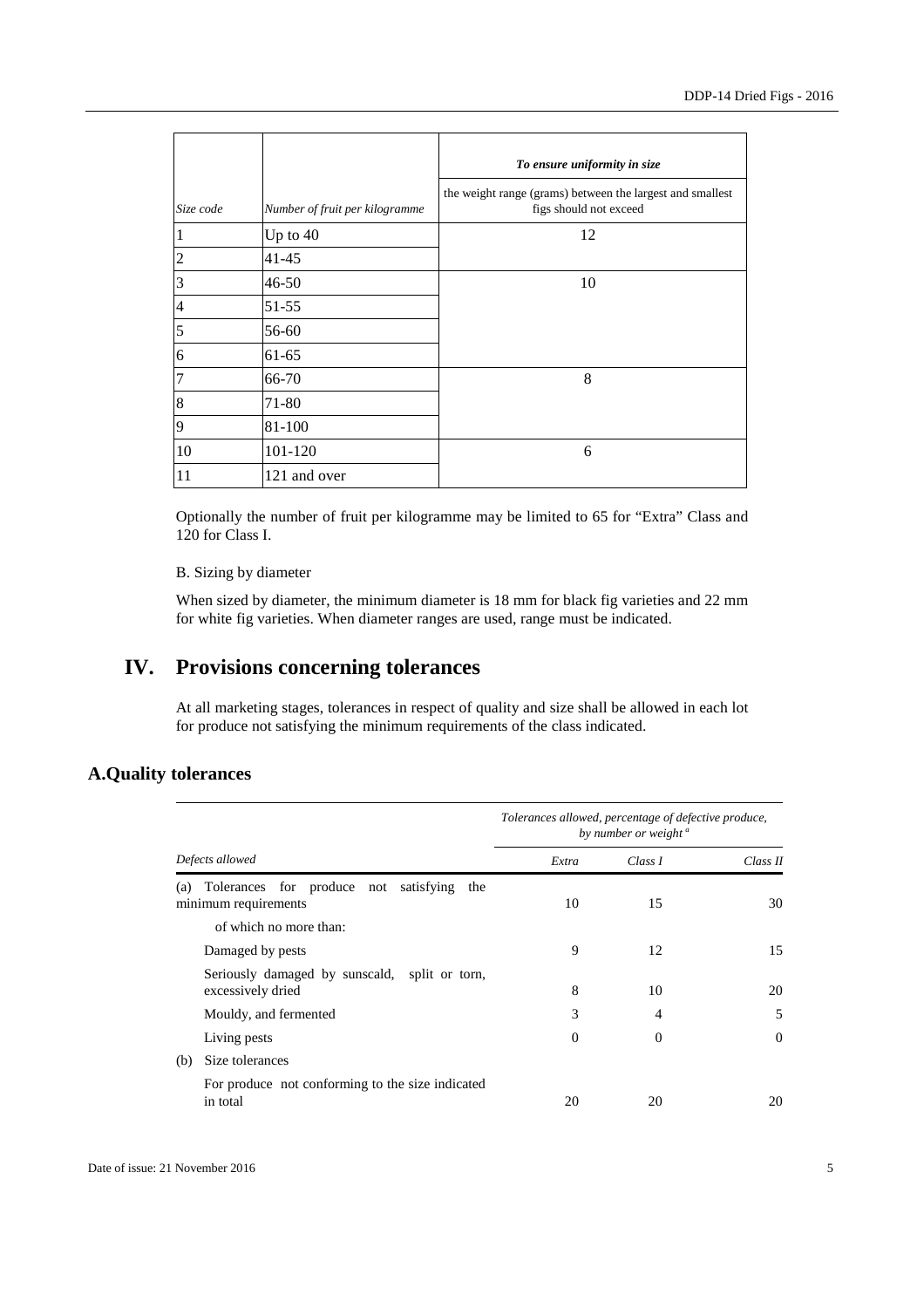| Size code | Number of fruit per kilogramme | *To ensure uniformity in size* the weight range (grams) between the largest and smallest figs should not exceed |
|---|---|---|
| 1 | Up to 40 | 12 |
| 2 | 41-45 | |
| 3 | 46-50 | 10 |
| 4 | 51-55 | |
| 5 | 56-60 | |
| 6 | 61-65 | |
| 7 | 66-70 | 8 |
| 8 | 71-80 | |
| 9 | 81-100 | |
| 10 | 101-120 | 6 |
| 11 | 121 and over | |

Optionally the number of fruit per kilogramme may be limited to 65 for "Extra" Class and 120 for Class I.

B. Sizing by diameter

When sized by diameter, the minimum diameter is 18 mm for black fig varieties and 22 mm for white fig varieties. When diameter ranges are used, range must be indicated.

# IV. Provisions concerning tolerances

At all marketing stages, tolerances in respect of quality and size shall be allowed in each lot for produce not satisfying the minimum requirements of the class indicated.

## A. Quality tolerances

| *Defects allowed* | *Tolerances allowed, percentage of defective produce, by number or weight* [a] | | |
|---|---|---|---|
| | *Extra* | *Class I* | *Class II* |
| (a) Tolerances for produce not satisfying the minimum requirements | 10 | 15 | 30 |
| of which no more than: | | | |
| Damaged by pests | 9 | 12 | 15 |
| Seriously damaged by sunscald, split or torn, excessively dried | 8 | 10 | 20 |
| Mouldy, and fermented | 3 | 4 | 5 |
| Living pests | 0 | 0 | 0 |
| (b) Size tolerances | | | |
| For produce not conforming to the size indicated in total | 20 | 20 | 20 |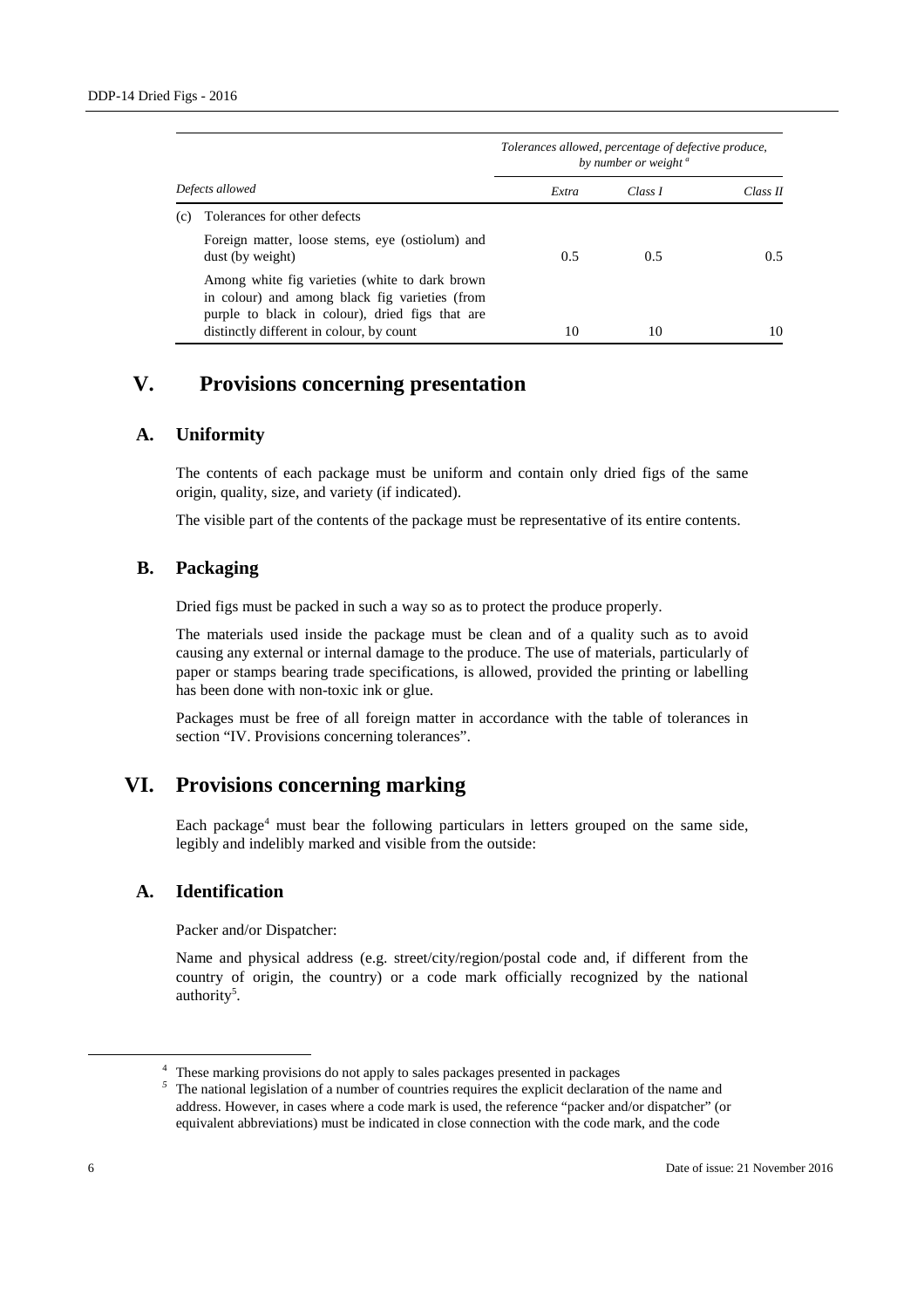| Defects allowed | Tolerances allowed, percentage of defective produce, by number or weight [a] | | |
|---|---|---|---|
| | Extra | Class I | Class II |
| (c) Tolerances for other defects | | | |
| Foreign matter, loose stems, eye (ostiolum) and dust (by weight) | 0.5 | 0.5 | 0.5 |
| Among white fig varieties (white to dark brown in colour) and among black fig varieties (from purple to black in colour), dried figs that are distinctly different in colour, by count | 10 | 10 | 10 |

# V. Provisions concerning presentation

## A. Uniformity

The contents of each package must be uniform and contain only dried figs of the same origin, quality, size, and variety (if indicated).

The visible part of the contents of the package must be representative of its entire contents.

## B. Packaging

Dried figs must be packed in such a way so as to protect the produce properly.

The materials used inside the package must be clean and of a quality such as to avoid causing any external or internal damage to the produce. The use of materials, particularly of paper or stamps bearing trade specifications, is allowed, provided the printing or labelling has been done with non-toxic ink or glue.

Packages must be free of all foreign matter in accordance with the table of tolerances in section "IV. Provisions concerning tolerances".

# VI. Provisions concerning marking

Each package[4] must bear the following particulars in letters grouped on the same side, legibly and indelibly marked and visible from the outside:

## A. Identification

Packer and/or Dispatcher:

Name and physical address (e.g. street/city/region/postal code and, if different from the country of origin, the country) or a code mark officially recognized by the national authority[5].

---

[4] These marking provisions do not apply to sales packages presented in packages

[5] The national legislation of a number of countries requires the explicit declaration of the name and address. However, in cases where a code mark is used, the reference "packer and/or dispatcher" (or equivalent abbreviations) must be indicated in close connection with the code mark, and the code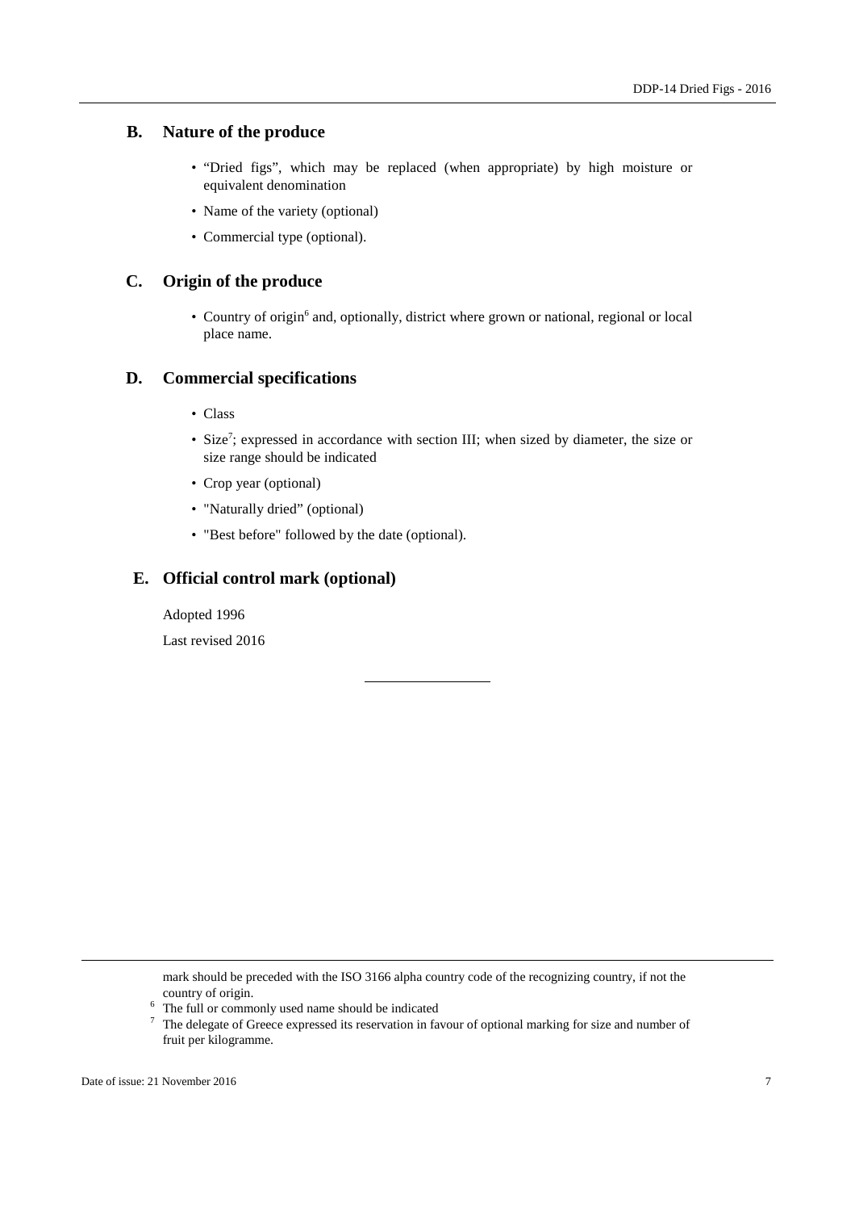## B. Nature of the produce

- "Dried figs", which may be replaced (when appropriate) by high moisture or equivalent denomination
- Name of the variety (optional)
- Commercial type (optional).

## C. Origin of the produce

- Country of origin[6] and, optionally, district where grown or national, regional or local place name.

## D. Commercial specifications

- Class
- Size[7]; expressed in accordance with section III; when sized by diameter, the size or size range should be indicated
- Crop year (optional)
- "Naturally dried" (optional)
- "Best before" followed by the date (optional).

## E. Official control mark (optional)

Adopted 1996

Last revised 2016

---

mark should be preceded with the ISO 3166 alpha country code of the recognizing country, if not the country of origin.

[6] The full or commonly used name should be indicated

[7] The delegate of Greece expressed its reservation in favour of optional marking for size and number of fruit per kilogramme.